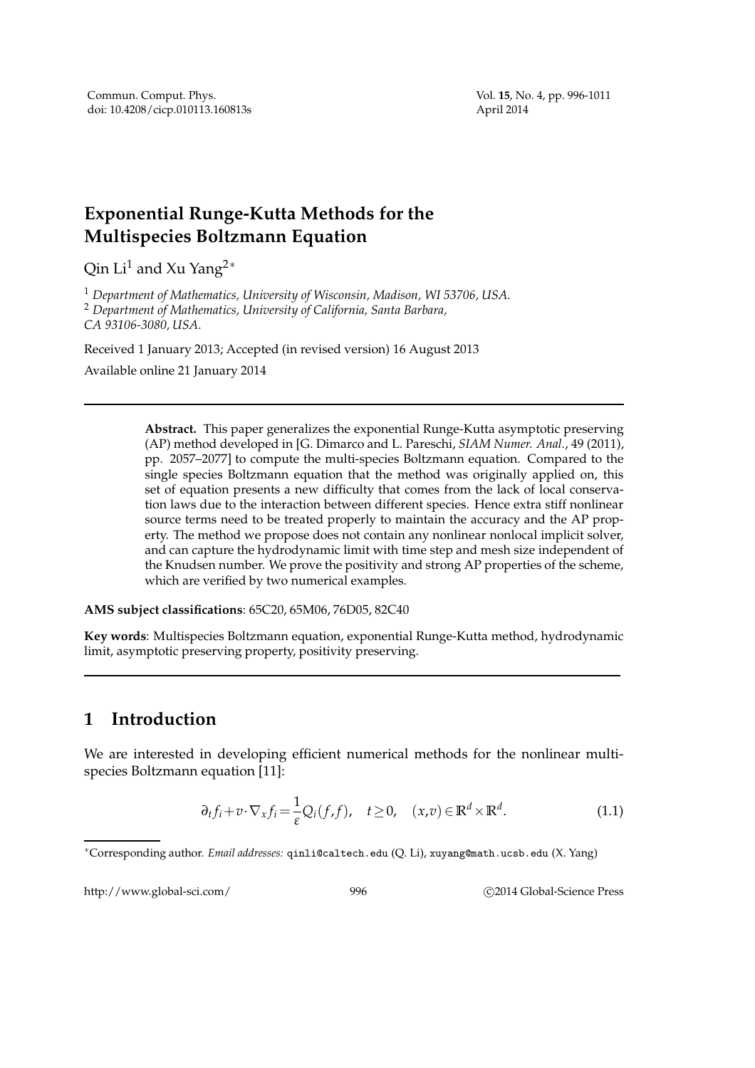# Exponential Runge-Kutta Methods for the Multispecies Boltzmann Equation

Qin Li[1] and Xu Yang[2,*]

[1] *Department of Mathematics, University of Wisconsin, Madison, WI 53706, USA.*
[2] *Department of Mathematics, University of California, Santa Barbara, CA 93106-3080, USA.*

Received 1 January 2013; Accepted (in revised version) 16 August 2013

Available online 21 January 2014

---

**Abstract.** This paper generalizes the exponential Runge-Kutta asymptotic preserving (AP) method developed in [G. Dimarco and L. Pareschi, *SIAM Numer. Anal.*, 49 (2011), pp. 2057–2077] to compute the multi-species Boltzmann equation. Compared to the single species Boltzmann equation that the method was originally applied on, this set of equation presents a new difficulty that comes from the lack of local conservation laws due to the interaction between different species. Hence extra stiff nonlinear source terms need to be treated properly to maintain the accuracy and the AP property. The method we propose does not contain any nonlinear nonlocal implicit solver, and can capture the hydrodynamic limit with time step and mesh size independent of the Knudsen number. We prove the positivity and strong AP properties of the scheme, which are verified by two numerical examples.

**AMS subject classifications**: 65C20, 65M06, 76D05, 82C40

**Key words**: Multispecies Boltzmann equation, exponential Runge-Kutta method, hydrodynamic limit, asymptotic preserving property, positivity preserving.

---

## 1 Introduction

We are interested in developing efficient numerical methods for the nonlinear multi-species Boltzmann equation [11]:

$$\partial_t f_i + v \cdot \nabla_x f_i = \frac{1}{\varepsilon} Q_i(f,f), \quad t \geq 0, \quad (x,v) \in \mathbb{R}^d \times \mathbb{R}^d. \tag{1.1}$$

*Corresponding author. *Email addresses:* qinli@caltech.edu (Q. Li), xuyang@math.ucsb.edu (X. Yang)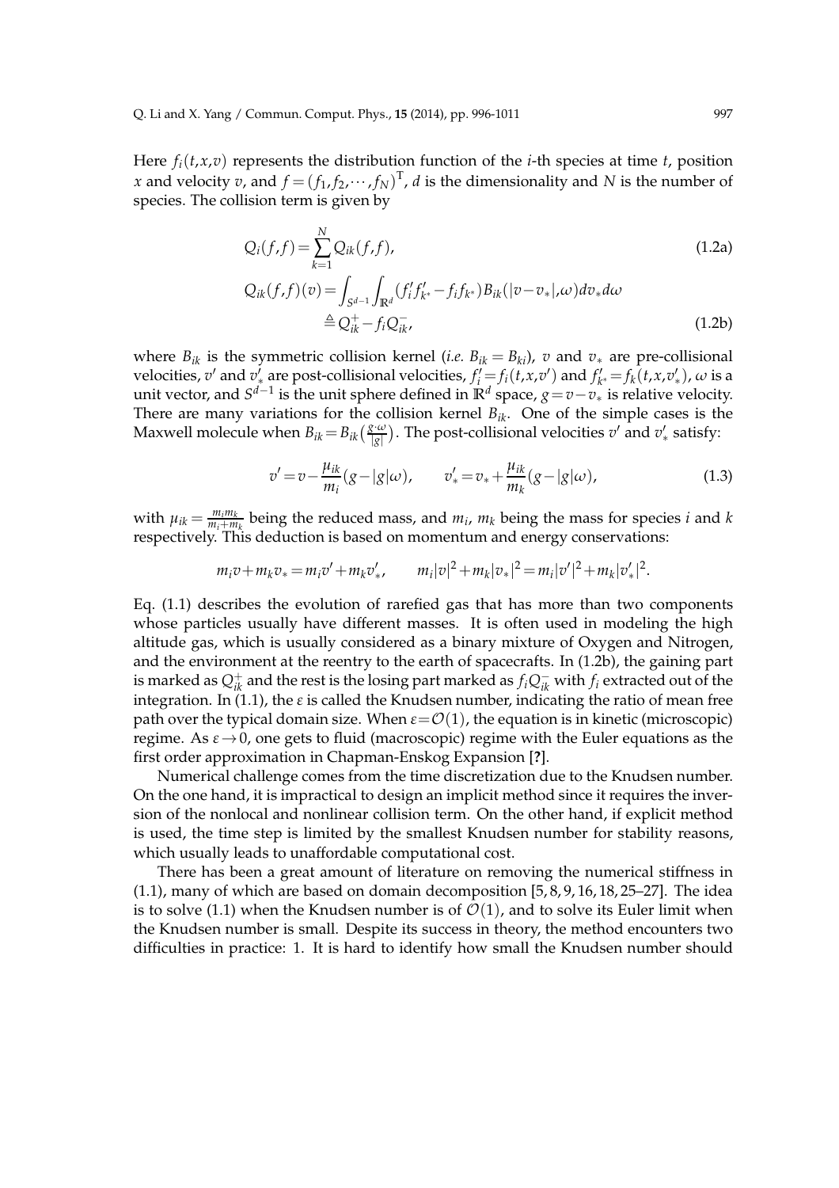Here $f_i(t,x,v)$ represents the distribution function of the $i$-th species at time $t$, position $x$ and velocity $v$, and $f=(f_1,f_2,\cdots,f_N)^{\mathrm{T}}$, $d$ is the dimensionality and $N$ is the number of species. The collision term is given by

$$Q_i(f,f)=\sum_{k=1}^{N} Q_{ik}(f,f), \tag{1.2a}$$

$$\begin{aligned} Q_{ik}(f,f)(v) &= \int_{S^{d-1}}\int_{\mathbb{R}^d} (f_i' f_{k^*}' - f_i f_{k^*}) B_{ik}(|v-v_*|,\omega) dv_* d\omega \\ &\triangleq Q_{ik}^{+} - f_i Q_{ik}^{-}, \end{aligned} \tag{1.2b}$$

where $B_{ik}$ is the symmetric collision kernel (*i.e.* $B_{ik}=B_{ki}$), $v$ and $v_*$ are pre-collisional velocities, $v'$ and $v_*'$ are post-collisional velocities, $f_i'=f_i(t,x,v')$ and $f_{k^*}'=f_k(t,x,v_*')$, $\omega$ is a unit vector, and $S^{d-1}$ is the unit sphere defined in $\mathbb{R}^d$ space, $g=v-v_*$ is relative velocity. There are many variations for the collision kernel $B_{ik}$. One of the simple cases is the Maxwell molecule when $B_{ik}=B_{ik}\big(\frac{g\cdot\omega}{|g|}\big)$. The post-collisional velocities $v'$ and $v_*'$ satisfy:

$$v' = v - \frac{\mu_{ik}}{m_i}(g-|g|\omega), \qquad v_*' = v_* + \frac{\mu_{ik}}{m_k}(g-|g|\omega), \tag{1.3}$$

with $\mu_{ik}=\frac{m_i m_k}{m_i+m_k}$ being the reduced mass, and $m_i$, $m_k$ being the mass for species $i$ and $k$ respectively. This deduction is based on momentum and energy conservations:

$$m_i v + m_k v_* = m_i v' + m_k v_*', \qquad m_i|v|^2 + m_k|v_*|^2 = m_i|v'|^2 + m_k|v_*'|^2.$$

Eq. (1.1) describes the evolution of rarefied gas that has more than two components whose particles usually have different masses. It is often used in modeling the high altitude gas, which is usually considered as a binary mixture of Oxygen and Nitrogen, and the environment at the reentry to the earth of spacecrafts. In (1.2b), the gaining part is marked as $Q_{ik}^{+}$ and the rest is the losing part marked as $f_i Q_{ik}^{-}$ with $f_i$ extracted out of the integration. In (1.1), the $\varepsilon$ is called the Knudsen number, indicating the ratio of mean free path over the typical domain size. When $\varepsilon=\mathcal{O}(1)$, the equation is in kinetic (microscopic) regime. As $\varepsilon\to 0$, one gets to fluid (macroscopic) regime with the Euler equations as the first order approximation in Chapman-Enskog Expansion [?].

Numerical challenge comes from the time discretization due to the Knudsen number. On the one hand, it is impractical to design an implicit method since it requires the inversion of the nonlocal and nonlinear collision term. On the other hand, if explicit method is used, the time step is limited by the smallest Knudsen number for stability reasons, which usually leads to unaffordable computational cost.

There has been a great amount of literature on removing the numerical stiffness in (1.1), many of which are based on domain decomposition [5, 8, 9, 16, 18, 25–27]. The idea is to solve (1.1) when the Knudsen number is of $\mathcal{O}(1)$, and to solve its Euler limit when the Knudsen number is small. Despite its success in theory, the method encounters two difficulties in practice: 1. It is hard to identify how small the Knudsen number should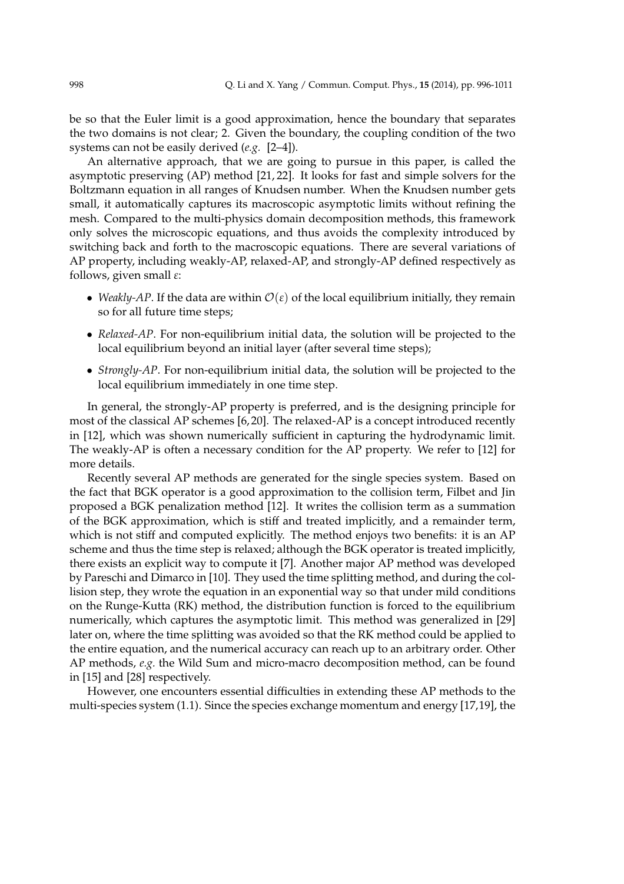be so that the Euler limit is a good approximation, hence the boundary that separates the two domains is not clear; 2. Given the boundary, the coupling condition of the two systems can not be easily derived (*e.g.* [2–4]).

An alternative approach, that we are going to pursue in this paper, is called the asymptotic preserving (AP) method [21, 22]. It looks for fast and simple solvers for the Boltzmann equation in all ranges of Knudsen number. When the Knudsen number gets small, it automatically captures its macroscopic asymptotic limits without refining the mesh. Compared to the multi-physics domain decomposition methods, this framework only solves the microscopic equations, and thus avoids the complexity introduced by switching back and forth to the macroscopic equations. There are several variations of AP property, including weakly-AP, relaxed-AP, and strongly-AP defined respectively as follows, given small $\varepsilon$:

- *Weakly-AP*. If the data are within $\mathcal{O}(\varepsilon)$ of the local equilibrium initially, they remain so for all future time steps;
- *Relaxed-AP*. For non-equilibrium initial data, the solution will be projected to the local equilibrium beyond an initial layer (after several time steps);
- *Strongly-AP*. For non-equilibrium initial data, the solution will be projected to the local equilibrium immediately in one time step.

In general, the strongly-AP property is preferred, and is the designing principle for most of the classical AP schemes [6, 20]. The relaxed-AP is a concept introduced recently in [12], which was shown numerically sufficient in capturing the hydrodynamic limit. The weakly-AP is often a necessary condition for the AP property. We refer to [12] for more details.

Recently several AP methods are generated for the single species system. Based on the fact that BGK operator is a good approximation to the collision term, Filbet and Jin proposed a BGK penalization method [12]. It writes the collision term as a summation of the BGK approximation, which is stiff and treated implicitly, and a remainder term, which is not stiff and computed explicitly. The method enjoys two benefits: it is an AP scheme and thus the time step is relaxed; although the BGK operator is treated implicitly, there exists an explicit way to compute it [7]. Another major AP method was developed by Pareschi and Dimarco in [10]. They used the time splitting method, and during the collision step, they wrote the equation in an exponential way so that under mild conditions on the Runge-Kutta (RK) method, the distribution function is forced to the equilibrium numerically, which captures the asymptotic limit. This method was generalized in [29] later on, where the time splitting was avoided so that the RK method could be applied to the entire equation, and the numerical accuracy can reach up to an arbitrary order. Other AP methods, *e.g.* the Wild Sum and micro-macro decomposition method, can be found in [15] and [28] respectively.

However, one encounters essential difficulties in extending these AP methods to the multi-species system (1.1). Since the species exchange momentum and energy [17, 19], the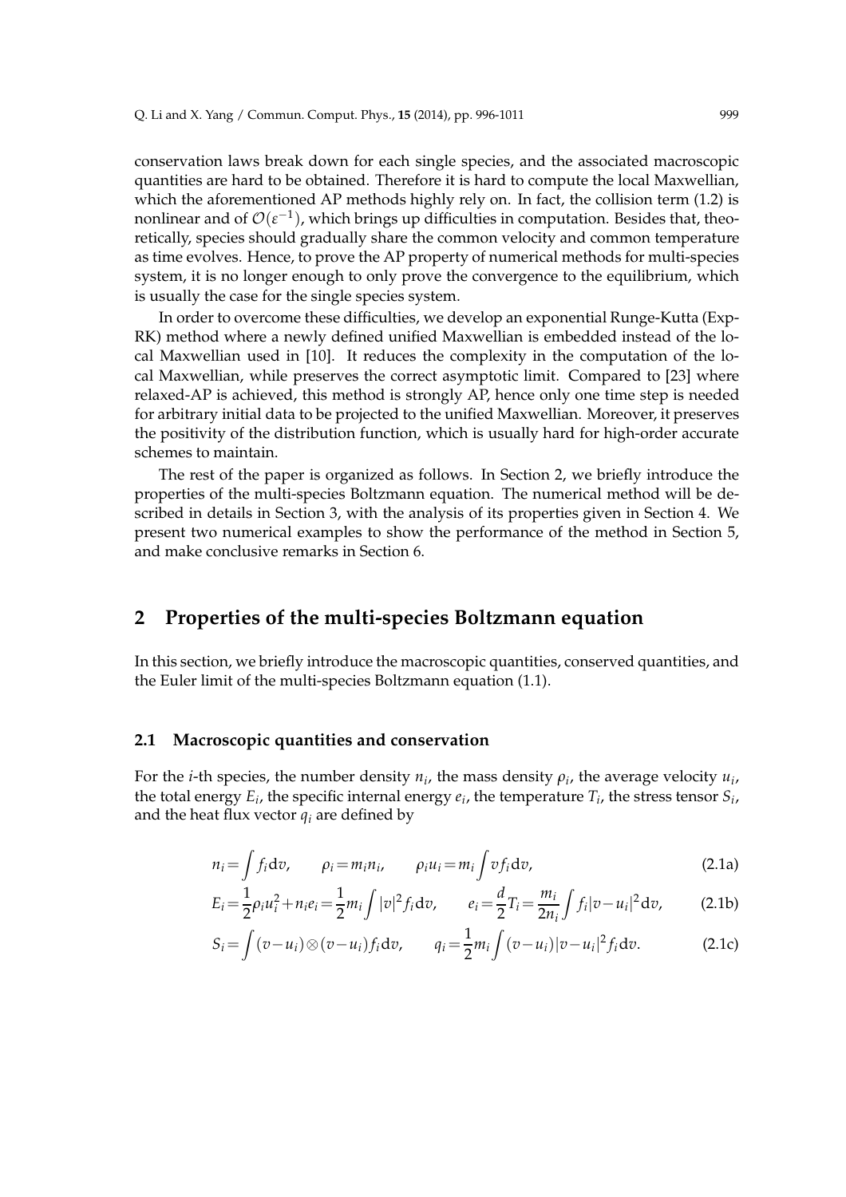conservation laws break down for each single species, and the associated macroscopic quantities are hard to be obtained. Therefore it is hard to compute the local Maxwellian, which the aforementioned AP methods highly rely on. In fact, the collision term (1.2) is nonlinear and of $\mathcal{O}(\varepsilon^{-1})$, which brings up difficulties in computation. Besides that, theoretically, species should gradually share the common velocity and common temperature as time evolves. Hence, to prove the AP property of numerical methods for multi-species system, it is no longer enough to only prove the convergence to the equilibrium, which is usually the case for the single species system.

In order to overcome these difficulties, we develop an exponential Runge-Kutta (Exp-RK) method where a newly defined unified Maxwellian is embedded instead of the local Maxwellian used in [10]. It reduces the complexity in the computation of the local Maxwellian, while preserves the correct asymptotic limit. Compared to [23] where relaxed-AP is achieved, this method is strongly AP, hence only one time step is needed for arbitrary initial data to be projected to the unified Maxwellian. Moreover, it preserves the positivity of the distribution function, which is usually hard for high-order accurate schemes to maintain.

The rest of the paper is organized as follows. In Section 2, we briefly introduce the properties of the multi-species Boltzmann equation. The numerical method will be described in details in Section 3, with the analysis of its properties given in Section 4. We present two numerical examples to show the performance of the method in Section 5, and make conclusive remarks in Section 6.

## 2 Properties of the multi-species Boltzmann equation

In this section, we briefly introduce the macroscopic quantities, conserved quantities, and the Euler limit of the multi-species Boltzmann equation (1.1).

### 2.1 Macroscopic quantities and conservation

For the $i$-th species, the number density $n_i$, the mass density $\rho_i$, the average velocity $u_i$, the total energy $E_i$, the specific internal energy $e_i$, the temperature $T_i$, the stress tensor $S_i$, and the heat flux vector $q_i$ are defined by

$$n_i=\int f_i \mathrm{d}v, \qquad \rho_i=m_i n_i, \qquad \rho_i u_i = m_i \int v f_i \mathrm{d}v, \tag{2.1a}$$

$$E_i=\frac{1}{2}\rho_i u_i^2 + n_i e_i = \frac{1}{2} m_i \int |v|^2 f_i \mathrm{d}v, \qquad e_i = \frac{d}{2} T_i = \frac{m_i}{2n_i}\int f_i |v-u_i|^2 \mathrm{d}v, \tag{2.1b}$$

$$S_i=\int (v-u_i)\otimes(v-u_i) f_i \mathrm{d}v, \qquad q_i=\frac{1}{2} m_i \int (v-u_i)|v-u_i|^2 f_i \mathrm{d}v. \tag{2.1c}$$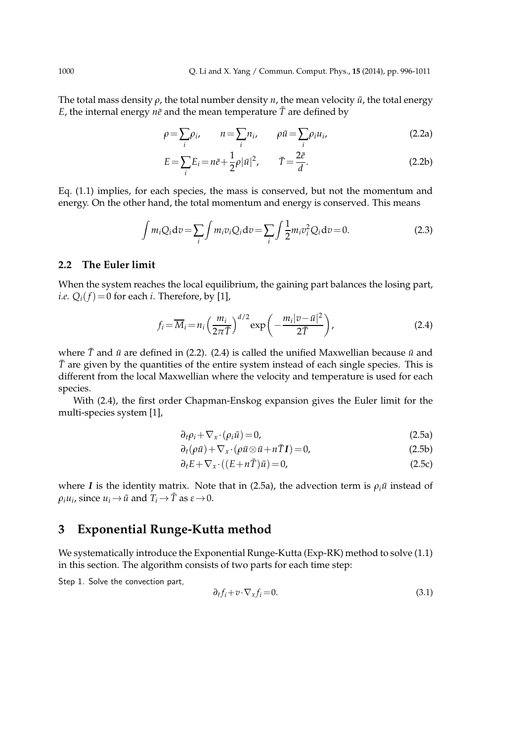The total mass density $\rho$, the total number density $n$, the mean velocity $\bar{u}$, the total energy $E$, the internal energy $n\bar{e}$ and the mean temperature $\bar{T}$ are defined by

$$\rho = \sum_i \rho_i, \qquad n = \sum_i n_i, \qquad \rho\bar{u} = \sum_i \rho_i u_i, \tag{2.2a}$$

$$E = \sum_i E_i = n\bar{e} + \frac{1}{2}\rho|\bar{u}|^2, \qquad \bar{T} = \frac{2\bar{e}}{d}. \tag{2.2b}$$

Eq. (1.1) implies, for each species, the mass is conserved, but not the momentum and energy. On the other hand, the total momentum and energy is conserved. This means

$$\int m_i Q_i \mathrm{d}v = \sum_i \int m_i v_i Q_i \mathrm{d}v = \sum_i \int \frac{1}{2} m_i v_i^2 Q_i \mathrm{d}v = 0. \tag{2.3}$$

### 2.2 The Euler limit

When the system reaches the local equilibrium, the gaining part balances the losing part, *i.e.* $Q_i(f) = 0$ for each $i$. Therefore, by [1],

$$f_i = \overline{M}_i = n_i \left(\frac{m_i}{2\pi\bar{T}}\right)^{d/2} \exp\left(-\frac{m_i|v-\bar{u}|^2}{2\bar{T}}\right), \tag{2.4}$$

where $\bar{T}$ and $\bar{u}$ are defined in (2.2). (2.4) is called the unified Maxwellian because $\bar{u}$ and $\bar{T}$ are given by the quantities of the entire system instead of each single species. This is different from the local Maxwellian where the velocity and temperature is used for each species.

With (2.4), the first order Chapman-Enskog expansion gives the Euler limit for the multi-species system [1],

$$\partial_t \rho_i + \nabla_x \cdot (\rho_i \bar{u}) = 0, \tag{2.5a}$$

$$\partial_t (\rho\bar{u}) + \nabla_x \cdot (\rho\bar{u} \otimes \bar{u} + n\bar{T}\boldsymbol{I}) = 0, \tag{2.5b}$$

$$\partial_t E + \nabla_x \cdot ((E + n\bar{T})\bar{u}) = 0, \tag{2.5c}$$

where $\boldsymbol{I}$ is the identity matrix. Note that in (2.5a), the advection term is $\rho_i \bar{u}$ instead of $\rho_i u_i$, since $u_i \to \bar{u}$ and $T_i \to \bar{T}$ as $\varepsilon \to 0$.

## 3 Exponential Runge-Kutta method

We systematically introduce the Exponential Runge-Kutta (Exp-RK) method to solve (1.1) in this section. The algorithm consists of two parts for each time step:

Step 1. Solve the convection part,

$$\partial_t f_i + v \cdot \nabla_x f_i = 0. \tag{3.1}$$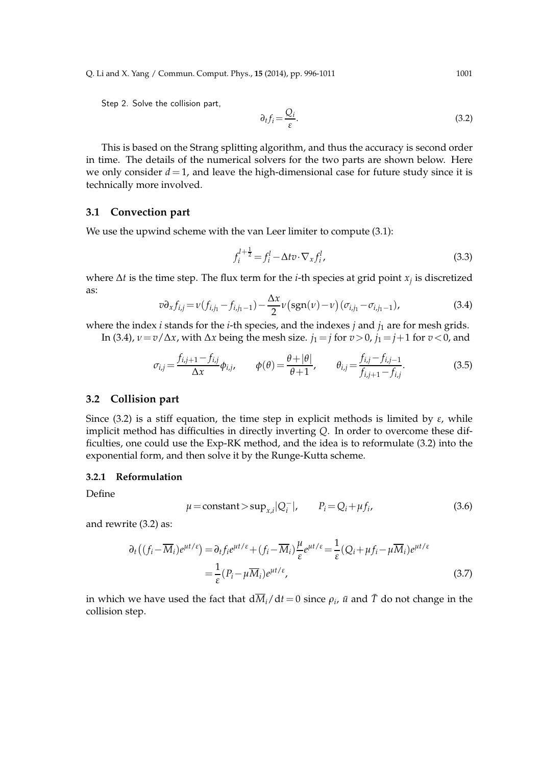Step 2. Solve the collision part,

$$\partial_t f_i = \frac{Q_i}{\varepsilon}. \tag{3.2}$$

This is based on the Strang splitting algorithm, and thus the accuracy is second order in time. The details of the numerical solvers for the two parts are shown below. Here we only consider $d=1$, and leave the high-dimensional case for future study since it is technically more involved.

### 3.1 Convection part

We use the upwind scheme with the van Leer limiter to compute (3.1):

$$f_i^{l+\frac{1}{2}} = f_i^l - \Delta t v \cdot \nabla_x f_i^l, \tag{3.3}$$

where $\Delta t$ is the time step. The flux term for the $i$-th species at grid point $x_j$ is discretized as:

$$v\partial_x f_{i,j} = \nu(f_{i,j_1} - f_{i,j_1-1}) - \frac{\Delta x}{2}\nu\big(\mathrm{sgn}(\nu)-\nu\big)(\sigma_{i,j_1} - \sigma_{i,j_1-1}), \tag{3.4}$$

where the index $i$ stands for the $i$-th species, and the indexes $j$ and $j_1$ are for mesh grids.

In (3.4), $\nu = v/\Delta x$, with $\Delta x$ being the mesh size. $j_1 = j$ for $v>0$, $j_1 = j+1$ for $v<0$, and

$$\sigma_{i,j} = \frac{f_{i,j+1} - f_{i,j}}{\Delta x}\phi_{i,j}, \qquad \phi(\theta) = \frac{\theta + |\theta|}{\theta + 1}, \qquad \theta_{i,j} = \frac{f_{i,j} - f_{i,j-1}}{f_{i,j+1} - f_{i,j}}. \tag{3.5}$$

### 3.2 Collision part

Since (3.2) is a stiff equation, the time step in explicit methods is limited by $\varepsilon$, while implicit method has difficulties in directly inverting $Q$. In order to overcome these difficulties, one could use the Exp-RK method, and the idea is to reformulate (3.2) into the exponential form, and then solve it by the Runge-Kutta scheme.

#### 3.2.1 Reformulation

Define

$$\mu = \text{constant} > \sup_{x,i}|Q_i^-|, \qquad P_i = Q_i + \mu f_i, \tag{3.6}$$

and rewrite (3.2) as:

$$\begin{aligned}
\partial_t\big((f_i - \overline{M}_i)e^{\mu t/\varepsilon}\big) &= \partial_t f_i e^{\mu t/\varepsilon} + (f_i - \overline{M}_i)\frac{\mu}{\varepsilon}e^{\mu t/\varepsilon} = \frac{1}{\varepsilon}(Q_i + \mu f_i - \mu\overline{M}_i)e^{\mu t/\varepsilon} \\
&= \frac{1}{\varepsilon}(P_i - \mu\overline{M}_i)e^{\mu t/\varepsilon},
\end{aligned} \tag{3.7}$$

in which we have used the fact that $\mathrm{d}\overline{M}_i/\mathrm{d}t = 0$ since $\rho_i$, $\bar{u}$ and $\bar{T}$ do not change in the collision step.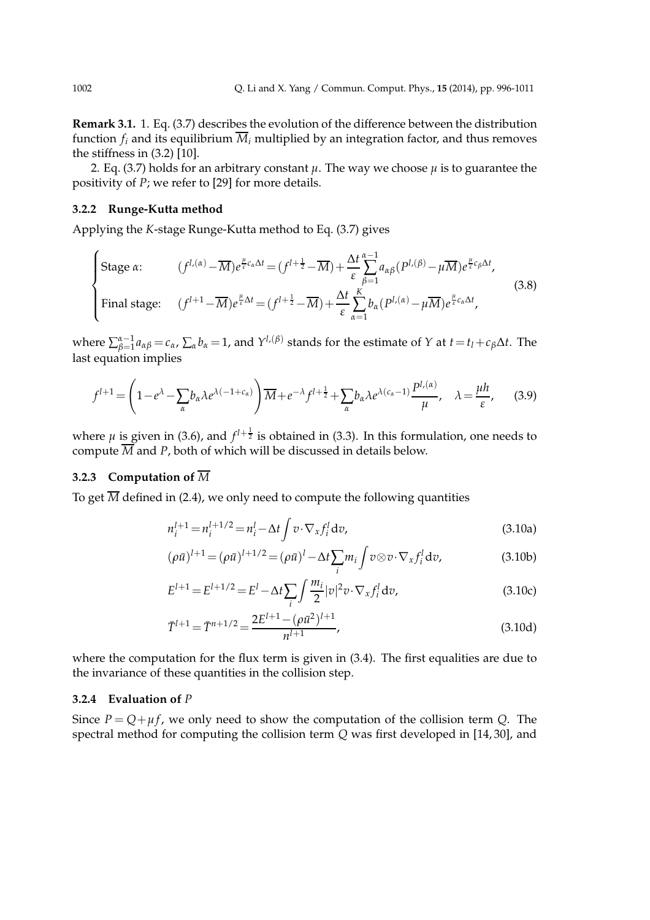**Remark 3.1.** 1. Eq. (3.7) describes the evolution of the difference between the distribution function $f_i$ and its equilibrium $\overline{M}_i$ multiplied by an integration factor, and thus removes the stiffness in (3.2) [10].

2. Eq. (3.7) holds for an arbitrary constant $\mu$. The way we choose $\mu$ is to guarantee the positivity of $P$; we refer to [29] for more details.

### 3.2.2 Runge-Kutta method

Applying the $K$-stage Runge-Kutta method to Eq. (3.7) gives

$$\begin{cases} \text{Stage } \alpha: \quad & (f^{l,(\alpha)} - \overline{M})e^{\frac{\mu}{\varepsilon}c_\alpha \Delta t} = (f^{l+\frac{1}{2}} - \overline{M}) + \dfrac{\Delta t}{\varepsilon}\displaystyle\sum_{\beta=1}^{\alpha-1} a_{\alpha\beta}(P^{l,(\beta)} - \mu\overline{M})e^{\frac{\mu}{\varepsilon}c_\beta \Delta t}, \\ \text{Final stage:} \quad & (f^{l+1} - \overline{M})e^{\frac{\mu}{\varepsilon}\Delta t} = (f^{l+\frac{1}{2}} - \overline{M}) + \dfrac{\Delta t}{\varepsilon}\displaystyle\sum_{\alpha=1}^{K} b_\alpha(P^{l,(\alpha)} - \mu\overline{M})e^{\frac{\mu}{\varepsilon}c_\alpha \Delta t}, \end{cases} \tag{3.8}$$

where $\sum_{\beta=1}^{\alpha-1} a_{\alpha\beta} = c_\alpha$, $\sum_\alpha b_\alpha = 1$, and $Y^{l,(\beta)}$ stands for the estimate of $Y$ at $t = t_l + c_\beta \Delta t$. The last equation implies

$$f^{l+1} = \left(1 - e^{\lambda} - \sum_\alpha b_\alpha \lambda e^{\lambda(-1+c_\alpha)}\right)\overline{M} + e^{-\lambda} f^{l+\frac{1}{2}} + \sum_\alpha b_\alpha \lambda e^{\lambda(c_\alpha - 1)} \frac{P^{l,(\alpha)}}{\mu}, \quad \lambda = \frac{\mu h}{\varepsilon}, \tag{3.9}$$

where $\mu$ is given in (3.6), and $f^{l+\frac{1}{2}}$ is obtained in (3.3). In this formulation, one needs to compute $\overline{M}$ and $P$, both of which will be discussed in details below.

### 3.2.3 Computation of $\overline{M}$

To get $\overline{M}$ defined in (2.4), we only need to compute the following quantities

$$n_i^{l+1} = n_i^{l+1/2} = n_i^l - \Delta t \int v \cdot \nabla_x f_i^l \,\mathrm{d}v, \tag{3.10a}$$

$$(\rho\bar{u})^{l+1} = (\rho\bar{u})^{l+1/2} = (\rho\bar{u})^l - \Delta t \sum_i m_i \int v \otimes v \cdot \nabla_x f_i^l \,\mathrm{d}v, \tag{3.10b}$$

$$E^{l+1} = E^{l+1/2} = E^l - \Delta t \sum_i \int \frac{m_i}{2} |v|^2 v \cdot \nabla_x f_i^l \,\mathrm{d}v, \tag{3.10c}$$

$$\bar{T}^{l+1} = \bar{T}^{n+1/2} = \frac{2E^{l+1} - (\rho\bar{u}^2)^{l+1}}{n^{l+1}}, \tag{3.10d}$$

where the computation for the flux term is given in (3.4). The first equalities are due to the invariance of these quantities in the collision step.

### 3.2.4 Evaluation of $P$

Since $P = Q + \mu f$, we only need to show the computation of the collision term $Q$. The spectral method for computing the collision term $Q$ was first developed in [14, 30], and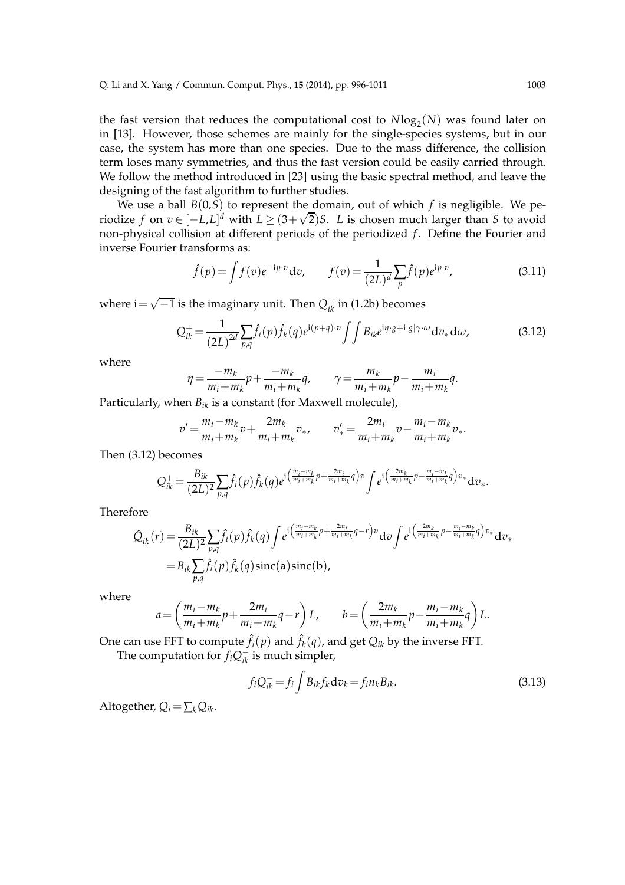the fast version that reduces the computational cost to $N\log_2(N)$ was found later on in [13]. However, those schemes are mainly for the single-species systems, but in our case, the system has more than one species. Due to the mass difference, the collision term loses many symmetries, and thus the fast version could be easily carried through. We follow the method introduced in [23] using the basic spectral method, and leave the designing of the fast algorithm to further studies.

We use a ball $B(0,S)$ to represent the domain, out of which $f$ is negligible. We periodize $f$ on $v\in[-L,L]^d$ with $L\geq(3+\sqrt{2})S$. $L$ is chosen much larger than $S$ to avoid non-physical collision at different periods of the periodized $f$. Define the Fourier and inverse Fourier transforms as:

$$\hat{f}(p)=\int f(v)e^{-\mathrm{i}p\cdot v}\mathrm{d}v, \qquad f(v)=\frac{1}{(2L)^d}\sum_p \hat{f}(p)e^{\mathrm{i}p\cdot v}, \tag{3.11}$$

where $\mathrm{i}=\sqrt{-1}$ is the imaginary unit. Then $Q_{ik}^+$ in (1.2b) becomes

$$Q_{ik}^+=\frac{1}{(2L)^{2d}}\sum_{p,q}\hat{f}_i(p)\hat{f}_k(q)e^{\mathrm{i}(p+q)\cdot v}\int\int B_{ik}e^{\mathrm{i}\eta\cdot g+\mathrm{i}|g|\gamma\cdot\omega}\mathrm{d}v_*\mathrm{d}\omega, \tag{3.12}$$

where

$$\eta=\frac{-m_k}{m_i+m_k}p+\frac{-m_k}{m_i+m_k}q, \qquad \gamma=\frac{m_k}{m_i+m_k}p-\frac{m_i}{m_i+m_k}q.$$

Particularly, when $B_{ik}$ is a constant (for Maxwell molecule),

$$v'=\frac{m_i-m_k}{m_i+m_k}v+\frac{2m_k}{m_i+m_k}v_*, \qquad v'_*=\frac{2m_i}{m_i+m_k}v-\frac{m_i-m_k}{m_i+m_k}v_*.$$

Then (3.12) becomes

$$Q_{ik}^+=\frac{B_{ik}}{(2L)^2}\sum_{p,q}\hat{f}_i(p)\hat{f}_k(q)e^{\mathrm{i}\left(\frac{m_i-m_k}{m_i+m_k}p+\frac{2m_i}{m_i+m_k}q\right)v}\int e^{\mathrm{i}\left(\frac{2m_k}{m_i+m_k}p-\frac{m_i-m_k}{m_i+m_k}q\right)v_*}\mathrm{d}v_*.$$

Therefore

$$\begin{aligned}
\hat{Q}_{ik}^+(r)&=\frac{B_{ik}}{(2L)^2}\sum_{p,q}\hat{f}_i(p)\hat{f}_k(q)\int e^{\mathrm{i}\left(\frac{m_i-m_k}{m_i+m_k}p+\frac{2m_i}{m_i+m_k}q-r\right)v}\mathrm{d}v\int e^{\mathrm{i}\left(\frac{2m_k}{m_i+m_k}p-\frac{m_i-m_k}{m_i+m_k}q\right)v_*}\mathrm{d}v_*\\
&=B_{ik}\sum_{p,q}\hat{f}_i(p)\hat{f}_k(q)\mathrm{sinc}(\mathrm{a})\mathrm{sinc}(\mathrm{b}),
\end{aligned}$$

where

$$a=\left(\frac{m_i-m_k}{m_i+m_k}p+\frac{2m_i}{m_i+m_k}q-r\right)L, \qquad b=\left(\frac{2m_k}{m_i+m_k}p-\frac{m_i-m_k}{m_i+m_k}q\right)L.$$

One can use FFT to compute $\hat{f}_i(p)$ and $\hat{f}_k(q)$, and get $Q_{ik}$ by the inverse FFT.

The computation for $f_iQ_{ik}^-$ is much simpler,

$$f_iQ_{ik}^-=f_i\int B_{ik}f_k\mathrm{d}v_k=f_in_kB_{ik}. \tag{3.13}$$

Altogether, $Q_i=\sum_k Q_{ik}$.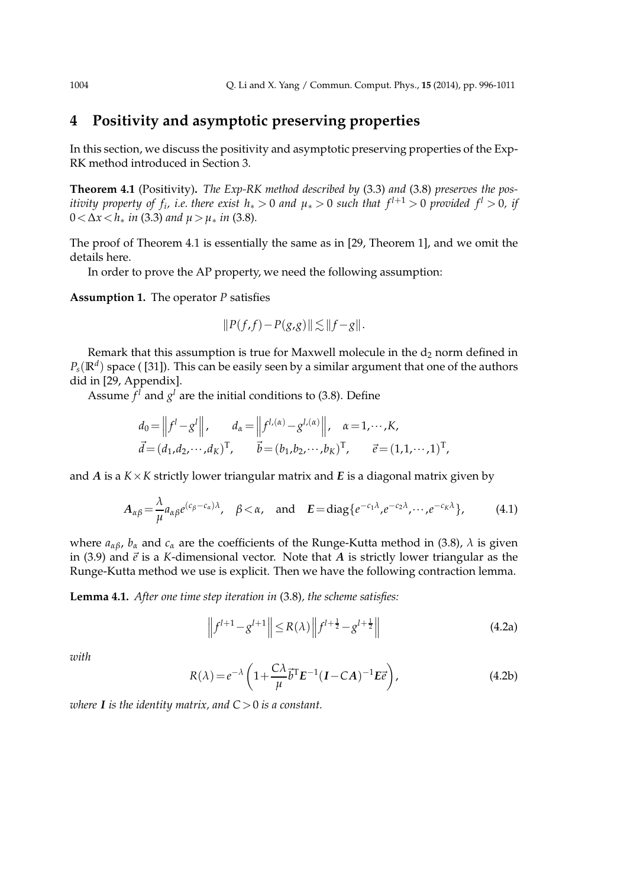## 4 Positivity and asymptotic preserving properties

In this section, we discuss the positivity and asymptotic preserving properties of the Exp-RK method introduced in Section 3.

**Theorem 4.1** (Positivity)**.** *The Exp-RK method described by* (3.3) *and* (3.8) *preserves the positivity property of $f_i$, i.e. there exist $h_*>0$ and $\mu_*>0$ such that $f^{l+1}>0$ provided $f^l>0$, if $0<\Delta x<h_*$ in* (3.3) *and $\mu>\mu_*$ in* (3.8).

The proof of Theorem 4.1 is essentially the same as in [29, Theorem 1], and we omit the details here.

In order to prove the AP property, we need the following assumption:

**Assumption 1.** The operator $P$ satisfies

$$\|P(f,f)-P(g,g)\| \lesssim \|f-g\|.$$

Remark that this assumption is true for Maxwell molecule in the $\mathrm{d}_2$ norm defined in $P_s(\mathbb{R}^d)$ space ( [31]). This can be easily seen by a similar argument that one of the authors did in [29, Appendix].

Assume $f^l$ and $g^l$ are the initial conditions to (3.8). Define

$$d_0=\left\|f^l-g^l\right\|, \qquad d_\alpha=\left\|f^{l,(\alpha)}-g^{l,(\alpha)}\right\|, \quad \alpha=1,\cdots,K,$$
$$\vec{d}=(d_1,d_2,\cdots,d_K)^{\mathrm{T}}, \qquad \vec{b}=(b_1,b_2,\cdots,b_K)^{\mathrm{T}}, \qquad \vec{e}=(1,1,\cdots,1)^{\mathrm{T}},$$

and $\boldsymbol{A}$ is a $K\times K$ strictly lower triangular matrix and $\boldsymbol{E}$ is a diagonal matrix given by

$$\boldsymbol{A}_{\alpha\beta}=\frac{\lambda}{\mu}a_{\alpha\beta}e^{(c_\beta-c_\alpha)\lambda}, \quad \beta<\alpha, \quad \text{and} \quad \boldsymbol{E}=\mathrm{diag}\{e^{-c_1\lambda},e^{-c_2\lambda},\cdots,e^{-c_K\lambda}\}, \tag{4.1}$$

where $a_{\alpha\beta}$, $b_\alpha$ and $c_\alpha$ are the coefficients of the Runge-Kutta method in (3.8), $\lambda$ is given in (3.9) and $\vec{e}$ is a $K$-dimensional vector. Note that $\boldsymbol{A}$ is strictly lower triangular as the Runge-Kutta method we use is explicit. Then we have the following contraction lemma.

**Lemma 4.1.** *After one time step iteration in* (3.8)*, the scheme satisfies:*

$$\left\|f^{l+1}-g^{l+1}\right\| \le R(\lambda)\left\|f^{l+\frac{1}{2}}-g^{l+\frac{1}{2}}\right\| \tag{4.2a}$$

*with*

$$R(\lambda)=e^{-\lambda}\left(1+\frac{C\lambda}{\mu}\vec{b}^{\mathrm{T}}\boldsymbol{E}^{-1}(\boldsymbol{I}-C\boldsymbol{A})^{-1}\boldsymbol{E}\vec{e}\right), \tag{4.2b}$$

*where $\boldsymbol{I}$ is the identity matrix, and $C>0$ is a constant.*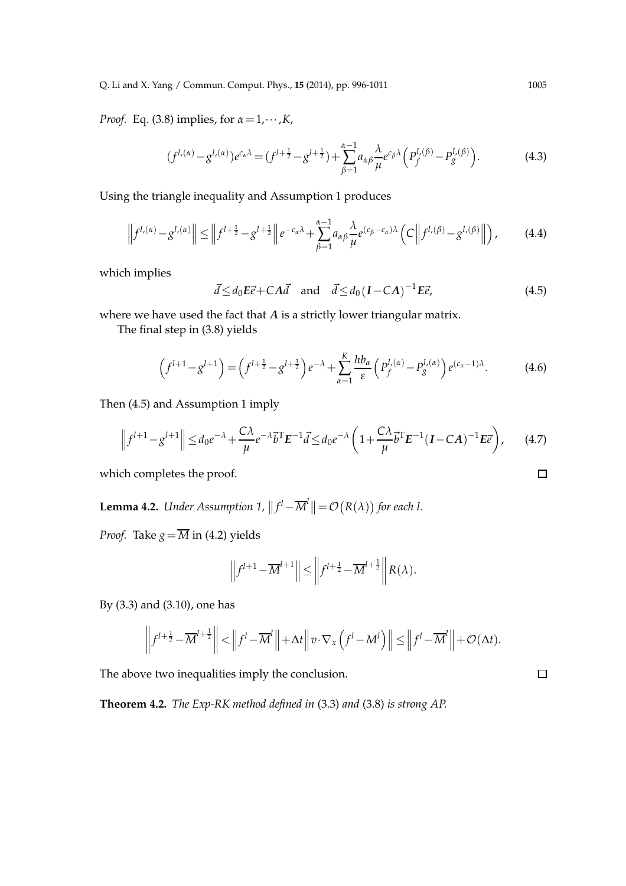*Proof.* Eq. (3.8) implies, for $\alpha = 1, \cdots, K$,

$$(f^{l,(\alpha)} - g^{l,(\alpha)})e^{c_\alpha \lambda} = (f^{l+\frac{1}{2}} - g^{l+\frac{1}{2}}) + \sum_{\beta=1}^{\alpha-1} a_{\alpha\beta} \frac{\lambda}{\mu} e^{c_\beta \lambda} \left( P_f^{l,(\beta)} - P_g^{l,(\beta)} \right). \tag{4.3}$$

Using the triangle inequality and Assumption 1 produces

$$\left\| f^{l,(\alpha)} - g^{l,(\alpha)} \right\| \le \left\| f^{l+\frac{1}{2}} - g^{l+\frac{1}{2}} \right\| e^{-c_\alpha \lambda} + \sum_{\beta=1}^{\alpha-1} a_{\alpha\beta} \frac{\lambda}{\mu} e^{(c_\beta - c_\alpha)\lambda} \left( C \left\| f^{l,(\beta)} - g^{l,(\beta)} \right\| \right), \tag{4.4}$$

which implies

$$\vec{d} \le d_0 \boldsymbol{E} \vec{e} + C \boldsymbol{A} \vec{d} \quad \text{and} \quad \vec{d} \le d_0 (\boldsymbol{I} - C\boldsymbol{A})^{-1} \boldsymbol{E} \vec{e}, \tag{4.5}$$

where we have used the fact that $\boldsymbol{A}$ is a strictly lower triangular matrix.

The final step in (3.8) yields

$$\left( f^{l+1} - g^{l+1} \right) = \left( f^{l+\frac{1}{2}} - g^{l+\frac{1}{2}} \right) e^{-\lambda} + \sum_{\alpha=1}^{K} \frac{h b_\alpha}{\varepsilon} \left( P_f^{l,(\alpha)} - P_g^{l,(\alpha)} \right) e^{(c_\alpha - 1)\lambda}. \tag{4.6}$$

Then (4.5) and Assumption 1 imply

$$\left\| f^{l+1} - g^{l+1} \right\| \le d_0 e^{-\lambda} + \frac{C\lambda}{\mu} e^{-\lambda} \vec{b}^{\mathrm{T}} \boldsymbol{E}^{-1} \vec{d} \le d_0 e^{-\lambda} \left( 1 + \frac{C\lambda}{\mu} \vec{b}^{\mathrm{T}} \boldsymbol{E}^{-1} (\boldsymbol{I} - C\boldsymbol{A})^{-1} \boldsymbol{E} \vec{e} \right), \tag{4.7}$$

which completes the proof. $\square$

**Lemma 4.2.** *Under Assumption 1,* $\| f^l - \overline{M}^l \| = \mathcal{O}(R(\lambda))$ *for each* $l$.

*Proof.* Take $g = \overline{M}$ in (4.2) yields

$$\left\| f^{l+1} - \overline{M}^{l+1} \right\| \le \left\| f^{l+\frac{1}{2}} - \overline{M}^{l+\frac{1}{2}} \right\| R(\lambda).$$

By (3.3) and (3.10), one has

$$\left\| f^{l+\frac{1}{2}} - \overline{M}^{l+\frac{1}{2}} \right\| < \left\| f^l - \overline{M}^l \right\| + \Delta t \left\| v \cdot \nabla_x \left( f^l - M^l \right) \right\| \le \left\| f^l - \overline{M}^l \right\| + \mathcal{O}(\Delta t).$$

The above two inequalities imply the conclusion. $\square$

**Theorem 4.2.** *The Exp-RK method defined in* (3.3) *and* (3.8) *is strong AP.*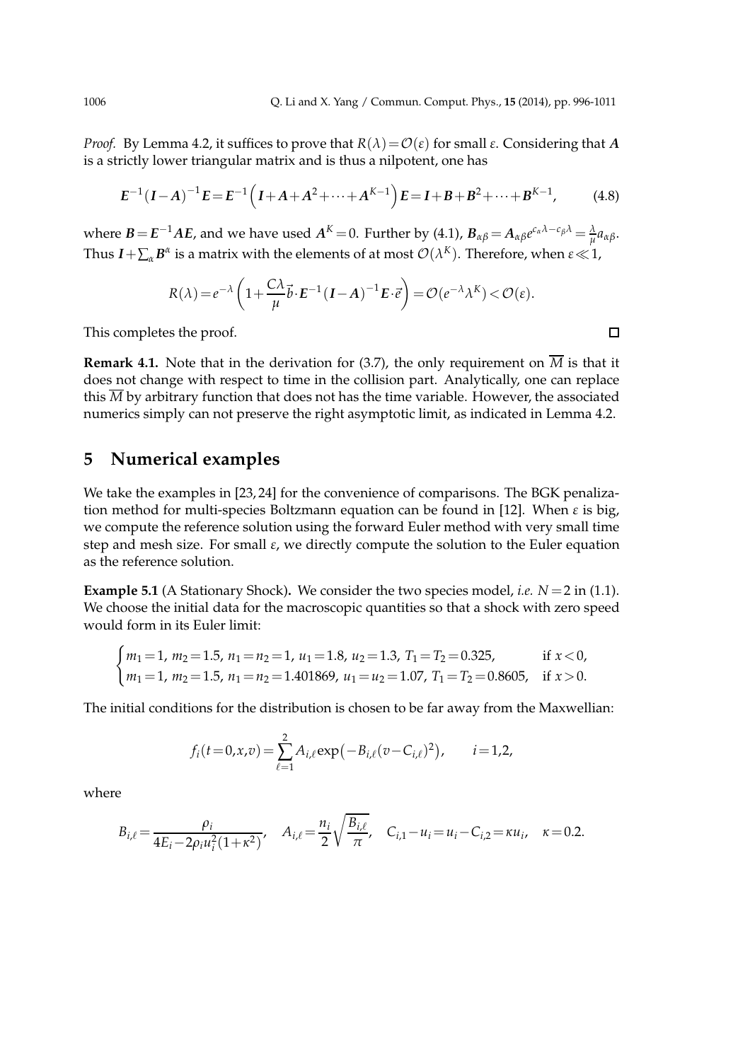*Proof.* By Lemma 4.2, it suffices to prove that $R(\lambda)=\mathcal{O}(\varepsilon)$ for small $\varepsilon$. Considering that $\boldsymbol{A}$ is a strictly lower triangular matrix and is thus a nilpotent, one has

$$\boldsymbol{E}^{-1}(\boldsymbol{I}-\boldsymbol{A})^{-1}\boldsymbol{E}=\boldsymbol{E}^{-1}\left(\boldsymbol{I}+\boldsymbol{A}+\boldsymbol{A}^2+\cdots+\boldsymbol{A}^{K-1}\right)\boldsymbol{E}=\boldsymbol{I}+\boldsymbol{B}+\boldsymbol{B}^2+\cdots+\boldsymbol{B}^{K-1}, \tag{4.8}$$

where $\boldsymbol{B}=\boldsymbol{E}^{-1}\boldsymbol{A}\boldsymbol{E}$, and we have used $\boldsymbol{A}^K=0$. Further by (4.1), $\boldsymbol{B}_{\alpha\beta}=\boldsymbol{A}_{\alpha\beta}e^{c_\alpha\lambda-c_\beta\lambda}=\frac{\lambda}{\mu}a_{\alpha\beta}$. Thus $\boldsymbol{I}+\sum_\alpha \boldsymbol{B}^\alpha$ is a matrix with the elements of at most $\mathcal{O}(\lambda^K)$. Therefore, when $\varepsilon\ll 1$,

$$R(\lambda)=e^{-\lambda}\left(1+\frac{C\lambda}{\mu}\vec{b}\cdot\boldsymbol{E}^{-1}(\boldsymbol{I}-\boldsymbol{A})^{-1}\boldsymbol{E}\cdot\vec{e}\right)=\mathcal{O}(e^{-\lambda}\lambda^K)<\mathcal{O}(\varepsilon).$$

This completes the proof. $\square$

**Remark 4.1.** Note that in the derivation for (3.7), the only requirement on $\overline{M}$ is that it does not change with respect to time in the collision part. Analytically, one can replace this $\overline{M}$ by arbitrary function that does not has the time variable. However, the associated numerics simply can not preserve the right asymptotic limit, as indicated in Lemma 4.2.

## 5 Numerical examples

We take the examples in [23, 24] for the convenience of comparisons. The BGK penalization method for multi-species Boltzmann equation can be found in [12]. When $\varepsilon$ is big, we compute the reference solution using the forward Euler method with very small time step and mesh size. For small $\varepsilon$, we directly compute the solution to the Euler equation as the reference solution.

**Example 5.1** (A Stationary Shock)**.** We consider the two species model, *i.e.* $N=2$ in (1.1). We choose the initial data for the macroscopic quantities so that a shock with zero speed would form in its Euler limit:

$$\begin{cases} m_1=1,\ m_2=1.5,\ n_1=n_2=1,\ u_1=1.8,\ u_2=1.3,\ T_1=T_2=0.325, & \text{if } x<0,\\ m_1=1,\ m_2=1.5,\ n_1=n_2=1.401869,\ u_1=u_2=1.07,\ T_1=T_2=0.8605, & \text{if } x>0. \end{cases}$$

The initial conditions for the distribution is chosen to be far away from the Maxwellian:

$$f_i(t=0,x,v)=\sum_{\ell=1}^{2}A_{i,\ell}\exp\big(-B_{i,\ell}(v-C_{i,\ell})^2\big),\qquad i=1,2,$$

where

$$B_{i,\ell}=\frac{\rho_i}{4E_i-2\rho_i u_i^2(1+\kappa^2)},\quad A_{i,\ell}=\frac{n_i}{2}\sqrt{\frac{B_{i,\ell}}{\pi}},\quad C_{i,1}-u_i=u_i-C_{i,2}=\kappa u_i,\quad \kappa=0.2.$$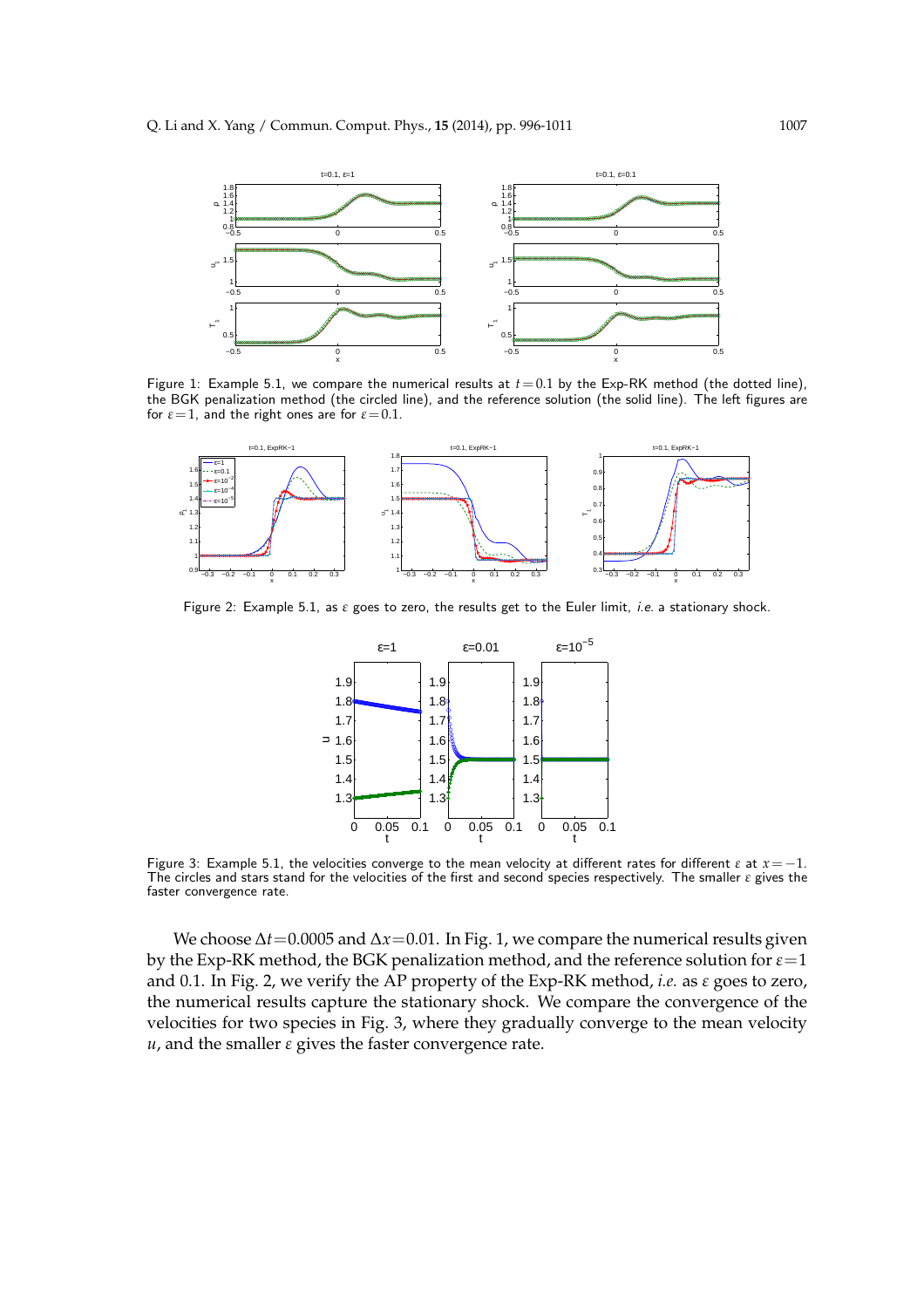Figure 1: Example 5.1, we compare the numerical results at $t=0.1$ by the Exp-RK method (the dotted line), the BGK penalization method (the circled line), and the reference solution (the solid line). The left figures are for $\varepsilon=1$, and the right ones are for $\varepsilon=0.1$.

Figure 2: Example 5.1, as $\varepsilon$ goes to zero, the results get to the Euler limit, *i.e.* a stationary shock.

Figure 3: Example 5.1, the velocities converge to the mean velocity at different rates for different $\varepsilon$ at $x=-1$. The circles and stars stand for the velocities of the first and second species respectively. The smaller $\varepsilon$ gives the faster convergence rate.

We choose $\Delta t=0.0005$ and $\Delta x=0.01$. In Fig. 1, we compare the numerical results given by the Exp-RK method, the BGK penalization method, and the reference solution for $\varepsilon=1$ and 0.1. In Fig. 2, we verify the AP property of the Exp-RK method, *i.e.* as $\varepsilon$ goes to zero, the numerical results capture the stationary shock. We compare the convergence of the velocities for two species in Fig. 3, where they gradually converge to the mean velocity $u$, and the smaller $\varepsilon$ gives the faster convergence rate.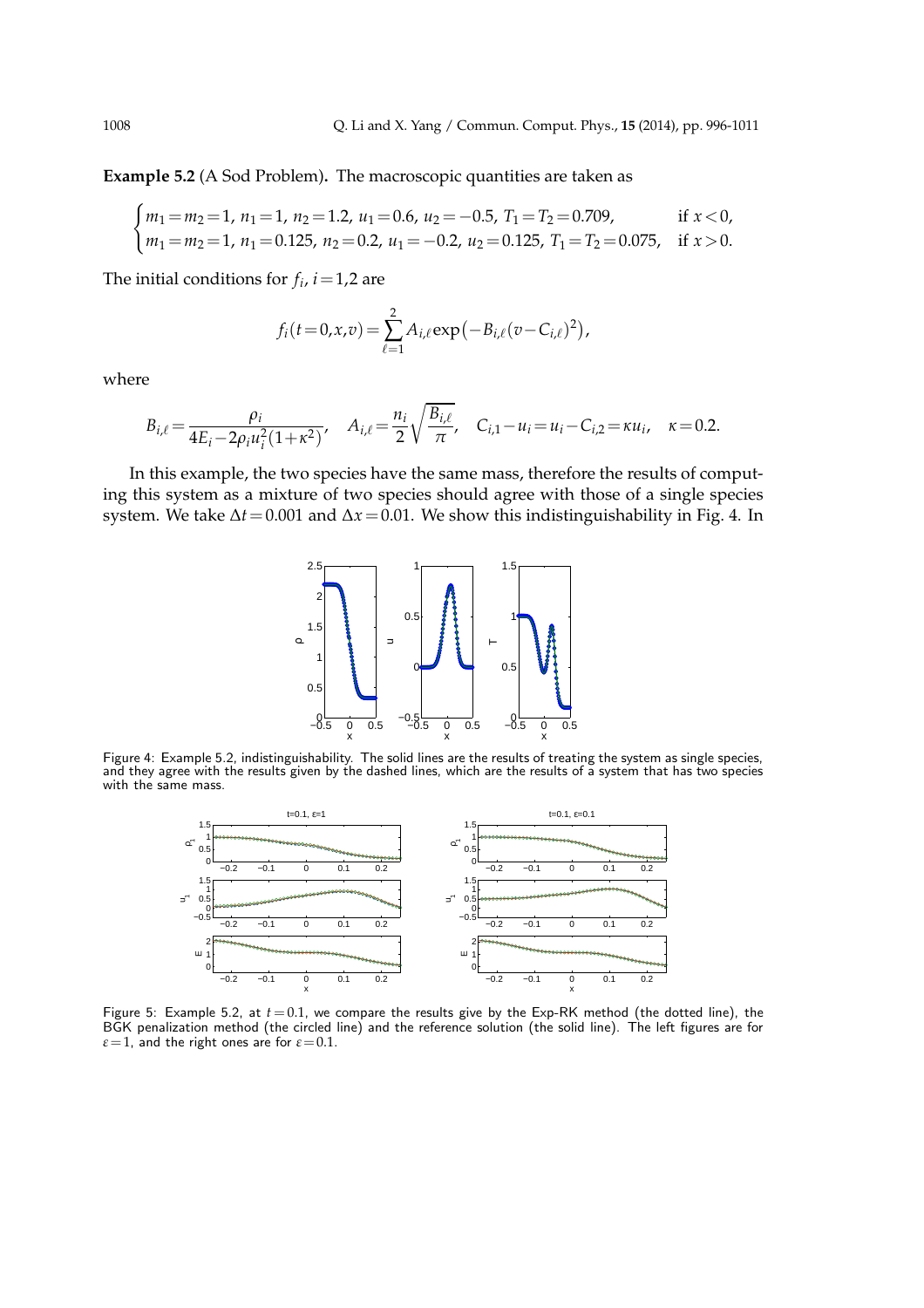**Example 5.2** (A Sod Problem)**.** The macroscopic quantities are taken as

$$
\begin{cases}
m_1 = m_2 = 1,\ n_1 = 1,\ n_2 = 1.2,\ u_1 = 0.6,\ u_2 = -0.5,\ T_1 = T_2 = 0.709, & \text{if } x < 0, \\
m_1 = m_2 = 1,\ n_1 = 0.125,\ n_2 = 0.2,\ u_1 = -0.2,\ u_2 = 0.125,\ T_1 = T_2 = 0.075, & \text{if } x > 0.
\end{cases}
$$

The initial conditions for $f_i$, $i = 1,2$ are

$$
f_i(t=0,x,v) = \sum_{\ell=1}^{2} A_{i,\ell} \exp\left(-B_{i,\ell}(v - C_{i,\ell})^2\right),
$$

where

$$
B_{i,\ell} = \frac{\rho_i}{4E_i - 2\rho_i u_i^2 (1+\kappa^2)}, \quad A_{i,\ell} = \frac{n_i}{2}\sqrt{\frac{B_{i,\ell}}{\pi}}, \quad C_{i,1} - u_i = u_i - C_{i,2} = \kappa u_i, \quad \kappa = 0.2.
$$

In this example, the two species have the same mass, therefore the results of computing this system as a mixture of two species should agree with those of a single species system. We take $\Delta t = 0.001$ and $\Delta x = 0.01$. We show this indistinguishability in Fig. 4. In

Figure 4: Example 5.2, indistinguishability. The solid lines are the results of treating the system as single species, and they agree with the results given by the dashed lines, which are the results of a system that has two species with the same mass.

Figure 5: Example 5.2, at $t = 0.1$, we compare the results give by the Exp-RK method (the dotted line), the BGK penalization method (the circled line) and the reference solution (the solid line). The left figures are for $\varepsilon = 1$, and the right ones are for $\varepsilon = 0.1$.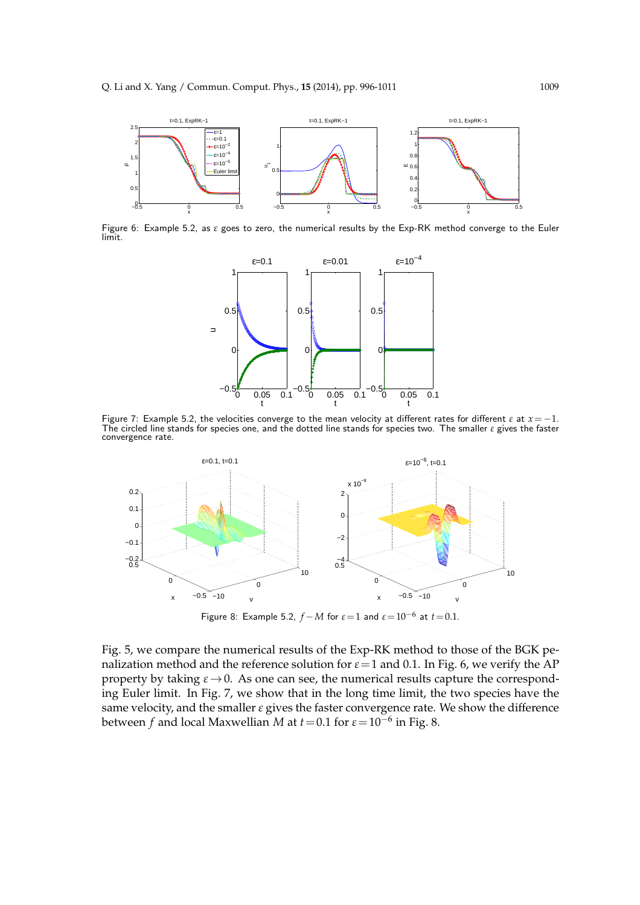Figure 6: Example 5.2, as $\varepsilon$ goes to zero, the numerical results by the Exp-RK method converge to the Euler limit.

Figure 7: Example 5.2, the velocities converge to the mean velocity at different rates for different $\varepsilon$ at $x=-1$. The circled line stands for species one, and the dotted line stands for species two. The smaller $\varepsilon$ gives the faster convergence rate.

Figure 8: Example 5.2, $f-M$ for $\varepsilon=1$ and $\varepsilon=10^{-6}$ at $t=0.1$.

Fig. 5, we compare the numerical results of the Exp-RK method to those of the BGK penalization method and the reference solution for $\varepsilon=1$ and 0.1. In Fig. 6, we verify the AP property by taking $\varepsilon\to 0$. As one can see, the numerical results capture the corresponding Euler limit. In Fig. 7, we show that in the long time limit, the two species have the same velocity, and the smaller $\varepsilon$ gives the faster convergence rate. We show the difference between $f$ and local Maxwellian $M$ at $t=0.1$ for $\varepsilon=10^{-6}$ in Fig. 8.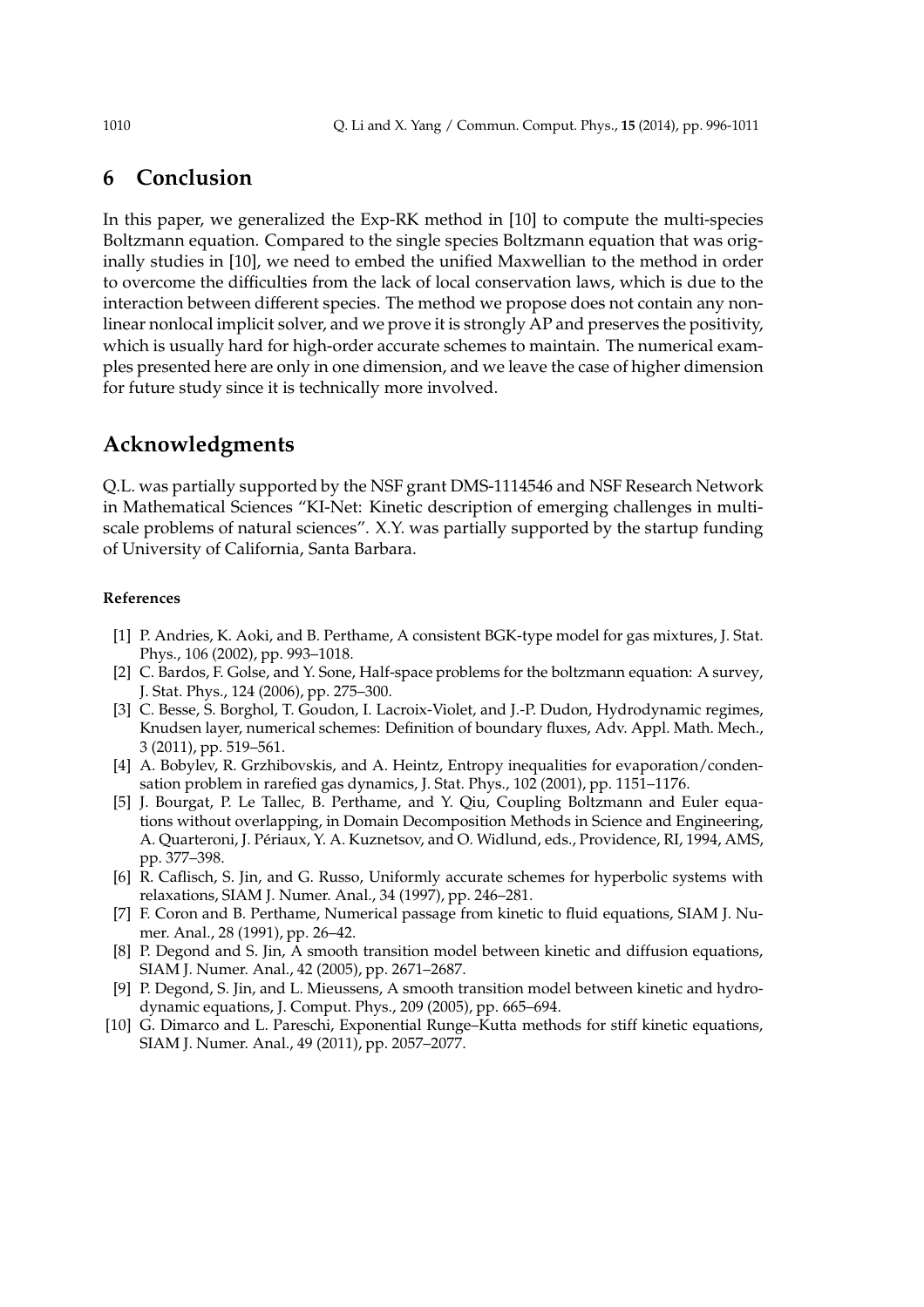## 6 Conclusion

In this paper, we generalized the Exp-RK method in [10] to compute the multi-species Boltzmann equation. Compared to the single species Boltzmann equation that was originally studies in [10], we need to embed the unified Maxwellian to the method in order to overcome the difficulties from the lack of local conservation laws, which is due to the interaction between different species. The method we propose does not contain any nonlinear nonlocal implicit solver, and we prove it is strongly AP and preserves the positivity, which is usually hard for high-order accurate schemes to maintain. The numerical examples presented here are only in one dimension, and we leave the case of higher dimension for future study since it is technically more involved.

## Acknowledgments

Q.L. was partially supported by the NSF grant DMS-1114546 and NSF Research Network in Mathematical Sciences "KI-Net: Kinetic description of emerging challenges in multiscale problems of natural sciences". X.Y. was partially supported by the startup funding of University of California, Santa Barbara.

#### References

[1] P. Andries, K. Aoki, and B. Perthame, A consistent BGK-type model for gas mixtures, J. Stat. Phys., 106 (2002), pp. 993–1018.

[2] C. Bardos, F. Golse, and Y. Sone, Half-space problems for the boltzmann equation: A survey, J. Stat. Phys., 124 (2006), pp. 275–300.

[3] C. Besse, S. Borghol, T. Goudon, I. Lacroix-Violet, and J.-P. Dudon, Hydrodynamic regimes, Knudsen layer, numerical schemes: Definition of boundary fluxes, Adv. Appl. Math. Mech., 3 (2011), pp. 519–561.

[4] A. Bobylev, R. Grzhibovskis, and A. Heintz, Entropy inequalities for evaporation/condensation problem in rarefied gas dynamics, J. Stat. Phys., 102 (2001), pp. 1151–1176.

[5] J. Bourgat, P. Le Tallec, B. Perthame, and Y. Qiu, Coupling Boltzmann and Euler equations without overlapping, in Domain Decomposition Methods in Science and Engineering, A. Quarteroni, J. Périaux, Y. A. Kuznetsov, and O. Widlund, eds., Providence, RI, 1994, AMS, pp. 377–398.

[6] R. Caflisch, S. Jin, and G. Russo, Uniformly accurate schemes for hyperbolic systems with relaxations, SIAM J. Numer. Anal., 34 (1997), pp. 246–281.

[7] F. Coron and B. Perthame, Numerical passage from kinetic to fluid equations, SIAM J. Numer. Anal., 28 (1991), pp. 26–42.

[8] P. Degond and S. Jin, A smooth transition model between kinetic and diffusion equations, SIAM J. Numer. Anal., 42 (2005), pp. 2671–2687.

[9] P. Degond, S. Jin, and L. Mieussens, A smooth transition model between kinetic and hydrodynamic equations, J. Comput. Phys., 209 (2005), pp. 665–694.

[10] G. Dimarco and L. Pareschi, Exponential Runge–Kutta methods for stiff kinetic equations, SIAM J. Numer. Anal., 49 (2011), pp. 2057–2077.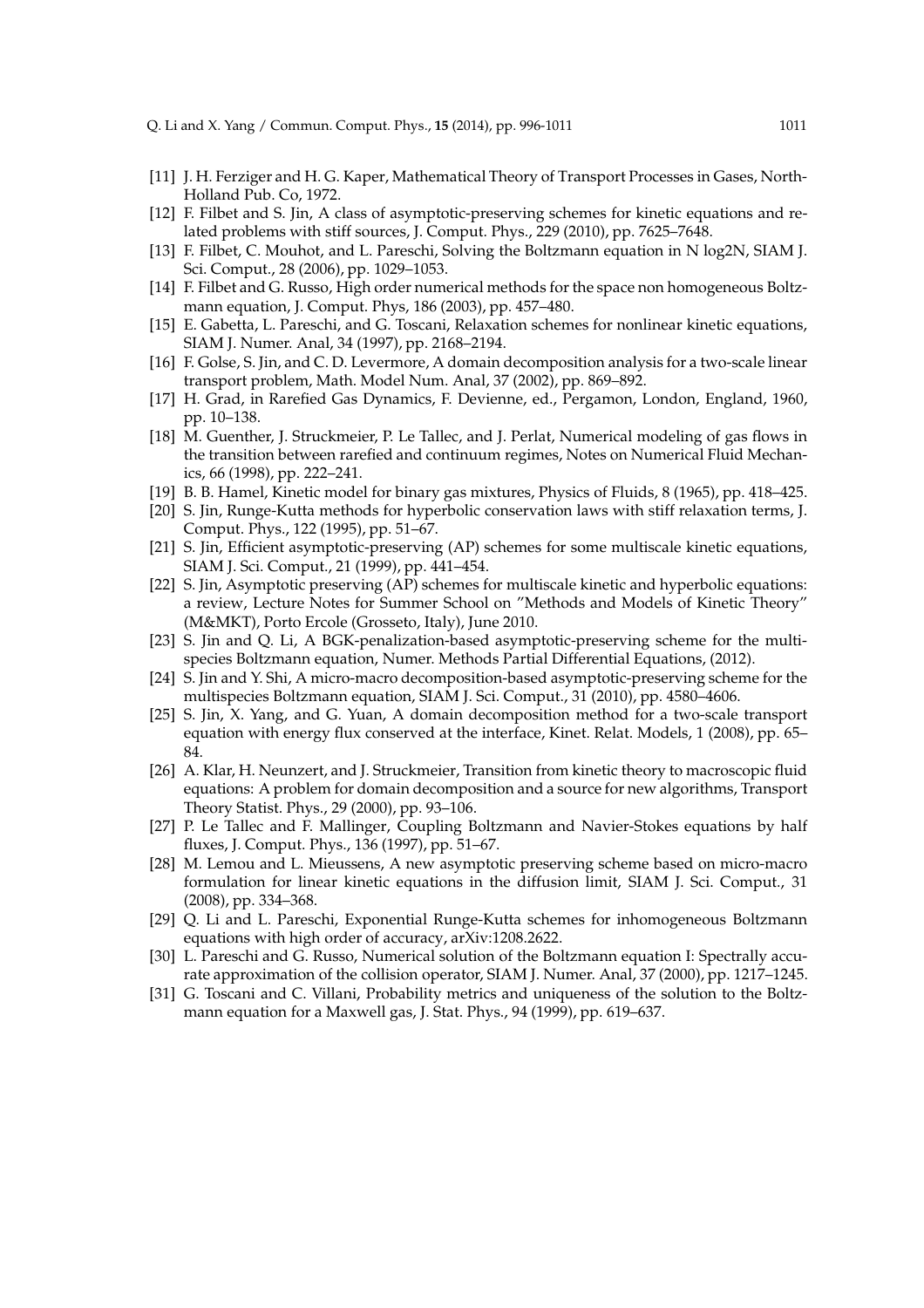[11] J. H. Ferziger and H. G. Kaper, Mathematical Theory of Transport Processes in Gases, North-Holland Pub. Co, 1972.

[12] F. Filbet and S. Jin, A class of asymptotic-preserving schemes for kinetic equations and related problems with stiff sources, J. Comput. Phys., 229 (2010), pp. 7625–7648.

[13] F. Filbet, C. Mouhot, and L. Pareschi, Solving the Boltzmann equation in N log2N, SIAM J. Sci. Comput., 28 (2006), pp. 1029–1053.

[14] F. Filbet and G. Russo, High order numerical methods for the space non homogeneous Boltzmann equation, J. Comput. Phys, 186 (2003), pp. 457–480.

[15] E. Gabetta, L. Pareschi, and G. Toscani, Relaxation schemes for nonlinear kinetic equations, SIAM J. Numer. Anal, 34 (1997), pp. 2168–2194.

[16] F. Golse, S. Jin, and C. D. Levermore, A domain decomposition analysis for a two-scale linear transport problem, Math. Model Num. Anal, 37 (2002), pp. 869–892.

[17] H. Grad, in Rarefied Gas Dynamics, F. Devienne, ed., Pergamon, London, England, 1960, pp. 10–138.

[18] M. Guenther, J. Struckmeier, P. Le Tallec, and J. Perlat, Numerical modeling of gas flows in the transition between rarefied and continuum regimes, Notes on Numerical Fluid Mechanics, 66 (1998), pp. 222–241.

[19] B. B. Hamel, Kinetic model for binary gas mixtures, Physics of Fluids, 8 (1965), pp. 418–425.

[20] S. Jin, Runge-Kutta methods for hyperbolic conservation laws with stiff relaxation terms, J. Comput. Phys., 122 (1995), pp. 51–67.

[21] S. Jin, Efficient asymptotic-preserving (AP) schemes for some multiscale kinetic equations, SIAM J. Sci. Comput., 21 (1999), pp. 441–454.

[22] S. Jin, Asymptotic preserving (AP) schemes for multiscale kinetic and hyperbolic equations: a review, Lecture Notes for Summer School on "Methods and Models of Kinetic Theory" (M&MKT), Porto Ercole (Grosseto, Italy), June 2010.

[23] S. Jin and Q. Li, A BGK-penalization-based asymptotic-preserving scheme for the multispecies Boltzmann equation, Numer. Methods Partial Differential Equations, (2012).

[24] S. Jin and Y. Shi, A micro-macro decomposition-based asymptotic-preserving scheme for the multispecies Boltzmann equation, SIAM J. Sci. Comput., 31 (2010), pp. 4580–4606.

[25] S. Jin, X. Yang, and G. Yuan, A domain decomposition method for a two-scale transport equation with energy flux conserved at the interface, Kinet. Relat. Models, 1 (2008), pp. 65–84.

[26] A. Klar, H. Neunzert, and J. Struckmeier, Transition from kinetic theory to macroscopic fluid equations: A problem for domain decomposition and a source for new algorithms, Transport Theory Statist. Phys., 29 (2000), pp. 93–106.

[27] P. Le Tallec and F. Mallinger, Coupling Boltzmann and Navier-Stokes equations by half fluxes, J. Comput. Phys., 136 (1997), pp. 51–67.

[28] M. Lemou and L. Mieussens, A new asymptotic preserving scheme based on micro-macro formulation for linear kinetic equations in the diffusion limit, SIAM J. Sci. Comput., 31 (2008), pp. 334–368.

[29] Q. Li and L. Pareschi, Exponential Runge-Kutta schemes for inhomogeneous Boltzmann equations with high order of accuracy, arXiv:1208.2622.

[30] L. Pareschi and G. Russo, Numerical solution of the Boltzmann equation I: Spectrally accurate approximation of the collision operator, SIAM J. Numer. Anal, 37 (2000), pp. 1217–1245.

[31] G. Toscani and C. Villani, Probability metrics and uniqueness of the solution to the Boltzmann equation for a Maxwell gas, J. Stat. Phys., 94 (1999), pp. 619–637.